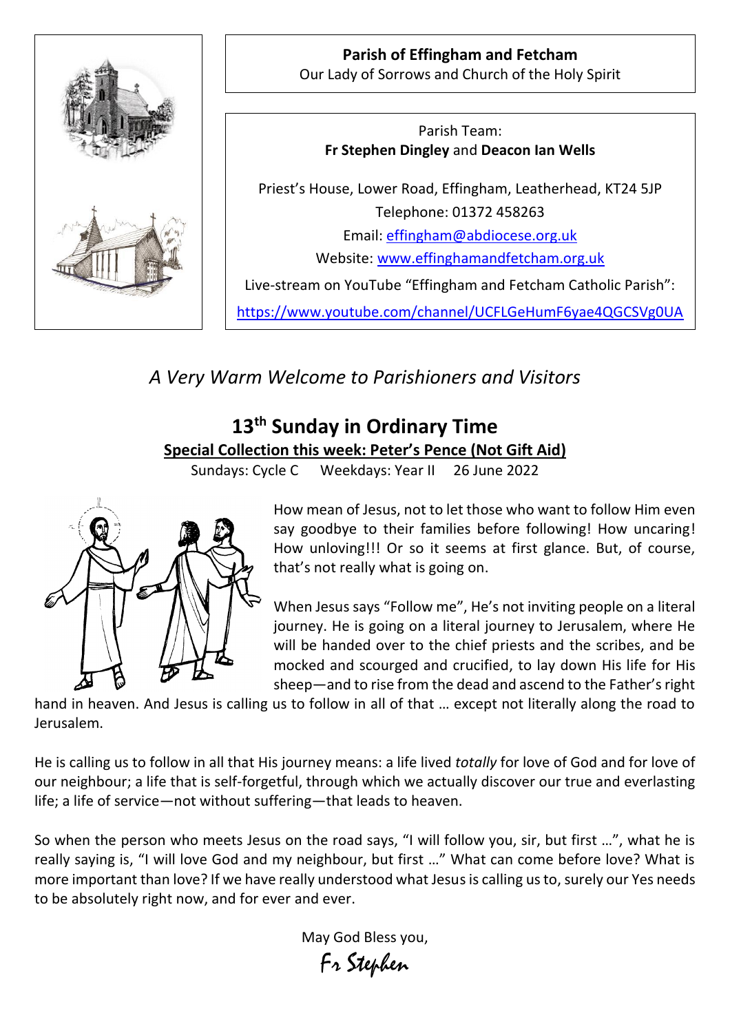**Parish of Effingham and Fetcham**
Our Lady of Sorrows and Church of the Holy Spirit

Parish Team:
**Fr Stephen Dingley** and **Deacon Ian Wells**

Priest's House, Lower Road, Effingham, Leatherhead, KT24 5JP
Telephone: 01372 458263
Email: effingham@abdiocese.org.uk
Website: www.effinghamandfetcham.org.uk
Live-stream on YouTube "Effingham and Fetcham Catholic Parish":
https://www.youtube.com/channel/UCFLGeHumF6yae4QGCSVg0UA

*A Very Warm Welcome to Parishioners and Visitors*

## 13th Sunday in Ordinary Time

**Special Collection this week: Peter's Pence (Not Gift Aid)**

Sundays: Cycle C Weekdays: Year II 26 June 2022

How mean of Jesus, not to let those who want to follow Him even say goodbye to their families before following! How uncaring! How unloving!!! Or so it seems at first glance. But, of course, that's not really what is going on.

When Jesus says "Follow me", He's not inviting people on a literal journey. He is going on a literal journey to Jerusalem, where He will be handed over to the chief priests and the scribes, and be mocked and scourged and crucified, to lay down His life for His sheep—and to rise from the dead and ascend to the Father's right hand in heaven. And Jesus is calling us to follow in all of that … except not literally along the road to Jerusalem.

He is calling us to follow in all that His journey means: a life lived *totally* for love of God and for love of our neighbour; a life that is self-forgetful, through which we actually discover our true and everlasting life; a life of service—not without suffering—that leads to heaven.

So when the person who meets Jesus on the road says, "I will follow you, sir, but first …", what he is really saying is, "I will love God and my neighbour, but first …" What can come before love? What is more important than love? If we have really understood what Jesus is calling us to, surely our Yes needs to be absolutely right now, and for ever and ever.

May God Bless you,
Fr Stephen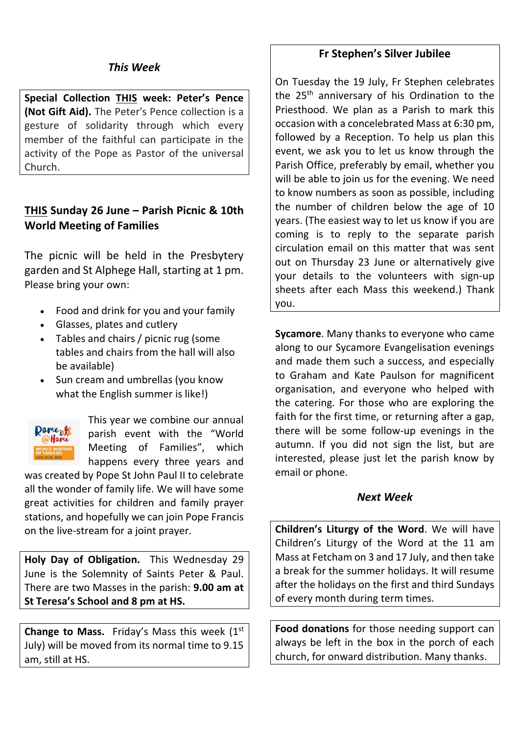### *This Week*

**Special Collection <u>THIS</u> week: Peter's Pence (Not Gift Aid).** The Peter's Pence collection is a gesture of solidarity through which every member of the faithful can participate in the activity of the Pope as Pastor of the universal Church.

### <u>THIS</u> Sunday 26 June – Parish Picnic & 10th World Meeting of Families

The picnic will be held in the Presbytery garden and St Alphege Hall, starting at 1 pm. Please bring your own:

- Food and drink for you and your family
- Glasses, plates and cutlery
- Tables and chairs / picnic rug (some tables and chairs from the hall will also be available)
- Sun cream and umbrellas (you know what the English summer is like!)

This year we combine our annual parish event with the "World Meeting of Families", which happens every three years and was created by Pope St John Paul II to celebrate all the wonder of family life. We will have some great activities for children and family prayer stations, and hopefully we can join Pope Francis on the live-stream for a joint prayer.

**Holy Day of Obligation.** This Wednesday 29 June is the Solemnity of Saints Peter & Paul. There are two Masses in the parish: **9.00 am at St Teresa's School and 8 pm at HS.**

**Change to Mass.** Friday's Mass this week (1st July) will be moved from its normal time to 9.15 am, still at HS.

### Fr Stephen's Silver Jubilee

On Tuesday the 19 July, Fr Stephen celebrates the 25th anniversary of his Ordination to the Priesthood. We plan as a Parish to mark this occasion with a concelebrated Mass at 6:30 pm, followed by a Reception. To help us plan this event, we ask you to let us know through the Parish Office, preferably by email, whether you will be able to join us for the evening. We need to know numbers as soon as possible, including the number of children below the age of 10 years. (The easiest way to let us know if you are coming is to reply to the separate parish circulation email on this matter that was sent out on Thursday 23 June or alternatively give your details to the volunteers with sign-up sheets after each Mass this weekend.) Thank you.

**Sycamore**. Many thanks to everyone who came along to our Sycamore Evangelisation evenings and made them such a success, and especially to Graham and Kate Paulson for magnificent organisation, and everyone who helped with the catering. For those who are exploring the faith for the first time, or returning after a gap, there will be some follow-up evenings in the autumn. If you did not sign the list, but are interested, please just let the parish know by email or phone.

### *Next Week*

**Children's Liturgy of the Word**. We will have Children's Liturgy of the Word at the 11 am Mass at Fetcham on 3 and 17 July, and then take a break for the summer holidays. It will resume after the holidays on the first and third Sundays of every month during term times.

**Food donations** for those needing support can always be left in the box in the porch of each church, for onward distribution. Many thanks.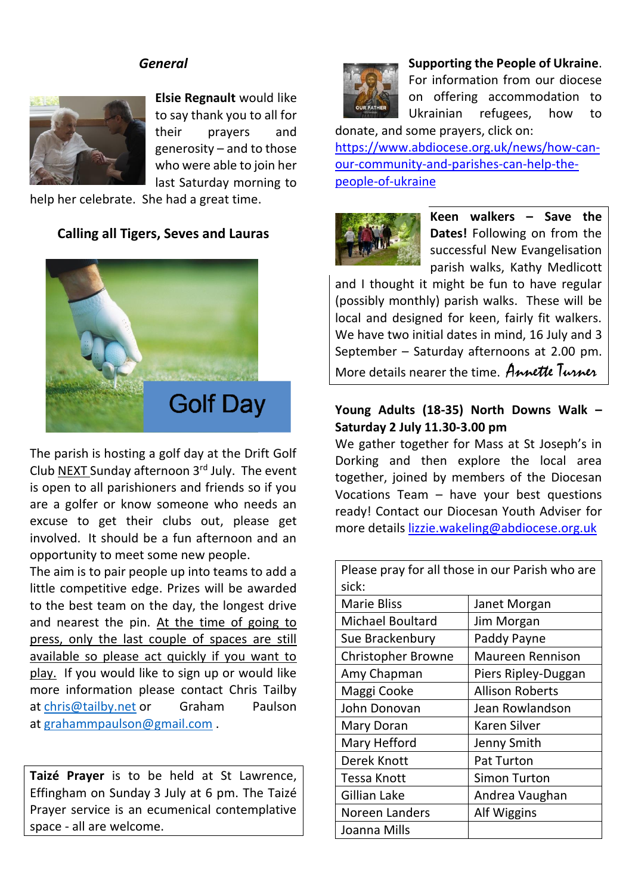### *General*

**Elsie Regnault** would like to say thank you to all for their prayers and generosity – and to those who were able to join her last Saturday morning to help her celebrate. She had a great time.

### Calling all Tigers, Seves and Lauras

Golf Day

The parish is hosting a golf day at the Drift Golf Club NEXT Sunday afternoon 3rd July. The event is open to all parishioners and friends so if you are a golfer or know someone who needs an excuse to get their clubs out, please get involved. It should be a fun afternoon and an opportunity to meet some new people.

The aim is to pair people up into teams to add a little competitive edge. Prizes will be awarded to the best team on the day, the longest drive and nearest the pin. At the time of going to press, only the last couple of spaces are still available so please act quickly if you want to play. If you would like to sign up or would like more information please contact Chris Tailby at chris@tailby.net or Graham Paulson at grahammpaulson@gmail.com .

**Taizé Prayer** is to be held at St Lawrence, Effingham on Sunday 3 July at 6 pm. The Taizé Prayer service is an ecumenical contemplative space - all are welcome.

**Supporting the People of Ukraine**. For information from our diocese on offering accommodation to Ukrainian refugees, how to donate, and some prayers, click on: https://www.abdiocese.org.uk/news/how-can-our-community-and-parishes-can-help-the-people-of-ukraine

**Keen walkers – Save the Dates!** Following on from the successful New Evangelisation parish walks, Kathy Medlicott and I thought it might be fun to have regular (possibly monthly) parish walks. These will be local and designed for keen, fairly fit walkers. We have two initial dates in mind, 16 July and 3 September – Saturday afternoons at 2.00 pm. More details nearer the time. *Annette Turner*

**Young Adults (18-35) North Downs Walk – Saturday 2 July 11.30-3.00 pm**

We gather together for Mass at St Joseph's in Dorking and then explore the local area together, joined by members of the Diocesan Vocations Team – have your best questions ready! Contact our Diocesan Youth Adviser for more details lizzie.wakeling@abdiocese.org.uk

| Please pray for all those in our Parish who are sick: | |
|---|---|
| Marie Bliss | Janet Morgan |
| Michael Boultard | Jim Morgan |
| Sue Brackenbury | Paddy Payne |
| Christopher Browne | Maureen Rennison |
| Amy Chapman | Piers Ripley-Duggan |
| Maggi Cooke | Allison Roberts |
| John Donovan | Jean Rowlandson |
| Mary Doran | Karen Silver |
| Mary Hefford | Jenny Smith |
| Derek Knott | Pat Turton |
| Tessa Knott | Simon Turton |
| Gillian Lake | Andrea Vaughan |
| Noreen Landers | Alf Wiggins |
| Joanna Mills | |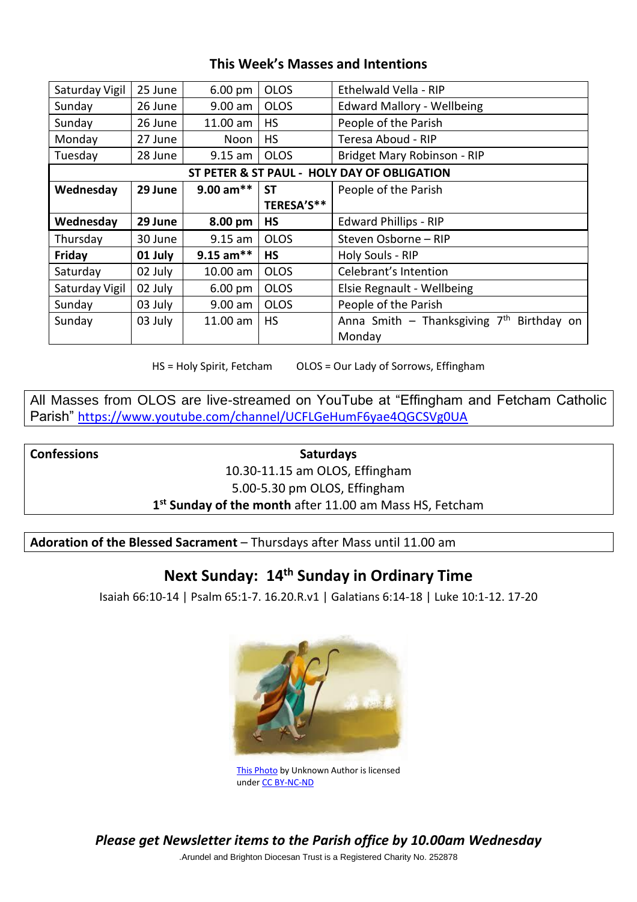## This Week's Masses and Intentions

| | | | | |
|---|---|---|---|---|
| Saturday Vigil | 25 June | 6.00 pm | OLOS | Ethelwald Vella - RIP |
| Sunday | 26 June | 9.00 am | OLOS | Edward Mallory - Wellbeing |
| Sunday | 26 June | 11.00 am | HS | People of the Parish |
| Monday | 27 June | Noon | HS | Teresa Aboud - RIP |
| Tuesday | 28 June | 9.15 am | OLOS | Bridget Mary Robinson - RIP |
| **ST PETER & ST PAUL - HOLY DAY OF OBLIGATION** | | | | |
| **Wednesday** | **29 June** | **9.00 am**** | **ST TERESA'S**** | People of the Parish |
| **Wednesday** | **29 June** | **8.00 pm** | **HS** | Edward Phillips - RIP |
| Thursday | 30 June | 9.15 am | OLOS | Steven Osborne – RIP |
| **Friday** | **01 July** | **9.15 am**** | **HS** | Holy Souls - RIP |
| Saturday | 02 July | 10.00 am | OLOS | Celebrant's Intention |
| Saturday Vigil | 02 July | 6.00 pm | OLOS | Elsie Regnault - Wellbeing |
| Sunday | 03 July | 9.00 am | OLOS | People of the Parish |
| Sunday | 03 July | 11.00 am | HS | Anna Smith – Thanksgiving 7th Birthday on Monday |

HS = Holy Spirit, Fetcham  OLOS = Our Lady of Sorrows, Effingham

All Masses from OLOS are live-streamed on YouTube at "Effingham and Fetcham Catholic Parish" https://www.youtube.com/channel/UCFLGeHumF6yae4QGCSVg0UA

**Confessions** **Saturdays**
10.30-11.15 am OLOS, Effingham
5.00-5.30 pm OLOS, Effingham
**1st Sunday of the month** after 11.00 am Mass HS, Fetcham

**Adoration of the Blessed Sacrament** – Thursdays after Mass until 11.00 am

## Next Sunday: 14th Sunday in Ordinary Time

Isaiah 66:10-14 | Psalm 65:1-7. 16.20.R.v1 | Galatians 6:14-18 | Luke 10:1-12. 17-20

This Photo by Unknown Author is licensed under CC BY-NC-ND

***Please get Newsletter items to the Parish office by 10.00am Wednesday***

.Arundel and Brighton Diocesan Trust is a Registered Charity No. 252878